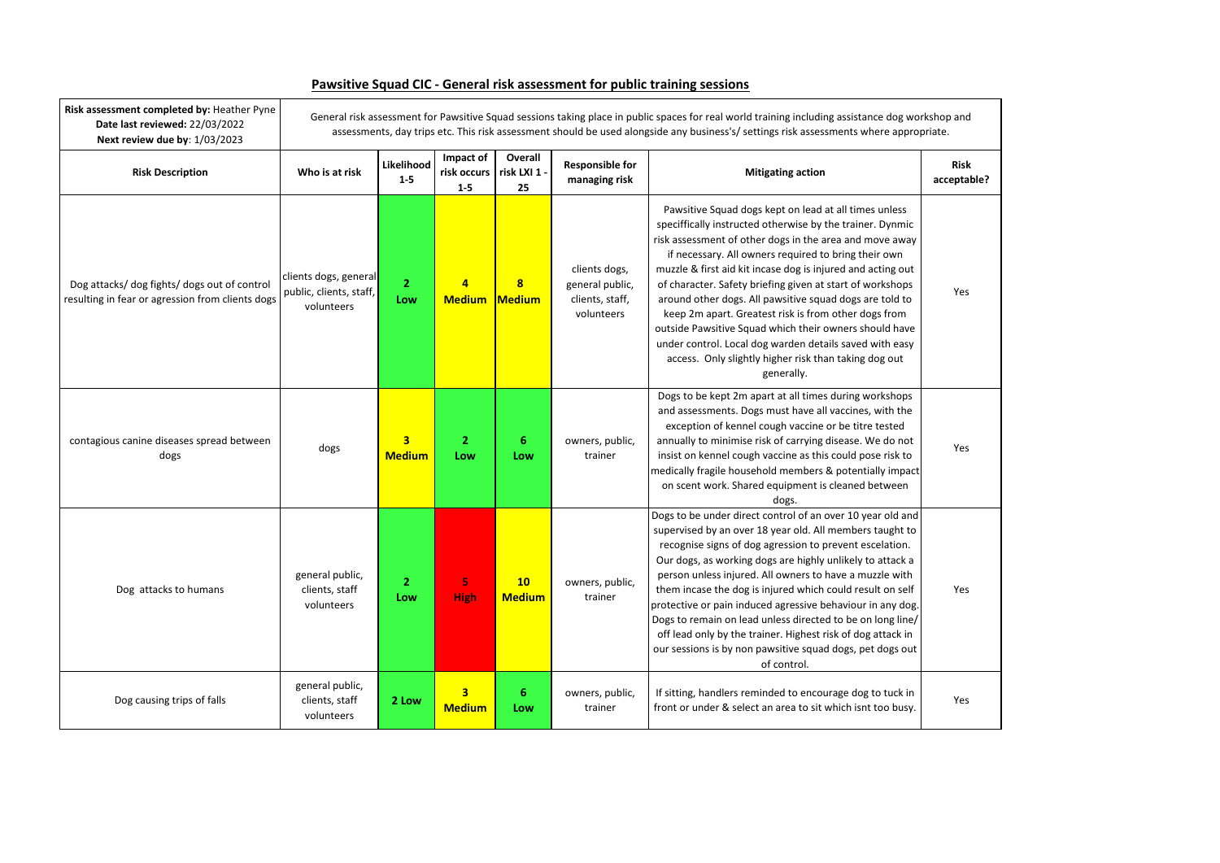## Pawsitive Squad CIC - General risk assessment for public training sessions

| **Risk assessment completed by:** Heather Pyne<br>**Date last reviewed:** 22/03/2022<br>**Next review due by**: 1/03/2023 | General risk assessment for Pawsitive Squad sessions taking place in public spaces for real world training including assistance dog workshop and assessments, day trips etc. This risk assessment should be used alongside any business's/ settings risk assessments where appropriate. | | | | | | |
|---|---|---|---|---|---|---|---|
| **Risk Description** | **Who is at risk** | **Likelihood 1-5** | **Impact of risk occurs 1-5** | **Overall risk LXI 1 - 25** | **Responsible for managing risk** | **Mitigating action** | **Risk acceptable?** |
| Dog attacks/ dog fights/ dogs out of control resulting in fear or agression from clients dogs | clients dogs, general public, clients, staff, volunteers | **2 Low** | **4 Medium** | **8 Medium** | clients dogs, general public, clients, staff, volunteers | Pawsitive Squad dogs kept on lead at all times unless speciffically instructed otherwise by the trainer. Dynmic risk assessment of other dogs in the area and move away if necessary. All owners required to bring their own muzzle & first aid kit incase dog is injured and acting out of character. Safety briefing given at start of workshops around other dogs. All pawsitive squad dogs are told to keep 2m apart. Greatest risk is from other dogs from outside Pawsitive Squad which their owners should have under control. Local dog warden details saved with easy access. Only slightly higher risk than taking dog out generally. | Yes |
| contagious canine diseases spread between dogs | dogs | **3 Medium** | **2 Low** | **6 Low** | owners, public, trainer | Dogs to be kept 2m apart at all times during workshops and assessments. Dogs must have all vaccines, with the exception of kennel cough vaccine or be titre tested annually to minimise risk of carrying disease. We do not insist on kennel cough vaccine as this could pose risk to medically fragile household members & potentially impact on scent work. Shared equipment is cleaned between dogs. | Yes |
| Dog attacks to humans | general public, clients, staff volunteers | **2 Low** | **5 High** | **10 Medium** | owners, public, trainer | Dogs to be under direct control of an over 10 year old and supervised by an over 18 year old. All members taught to recognise signs of dog agression to prevent escelation. Our dogs, as working dogs are highly unlikely to attack a person unless injured. All owners to have a muzzle with them incase the dog is injured which could result on self protective or pain induced agressive behaviour in any dog. Dogs to remain on lead unless directed to be on long line/ off lead only by the trainer. Highest risk of dog attack in our sessions is by non pawsitive squad dogs, pet dogs out of control. | Yes |
| Dog causing trips of falls | general public, clients, staff volunteers | **2 Low** | **3 Medium** | **6 Low** | owners, public, trainer | If sitting, handlers reminded to encourage dog to tuck in front or under & select an area to sit which isnt too busy. | Yes |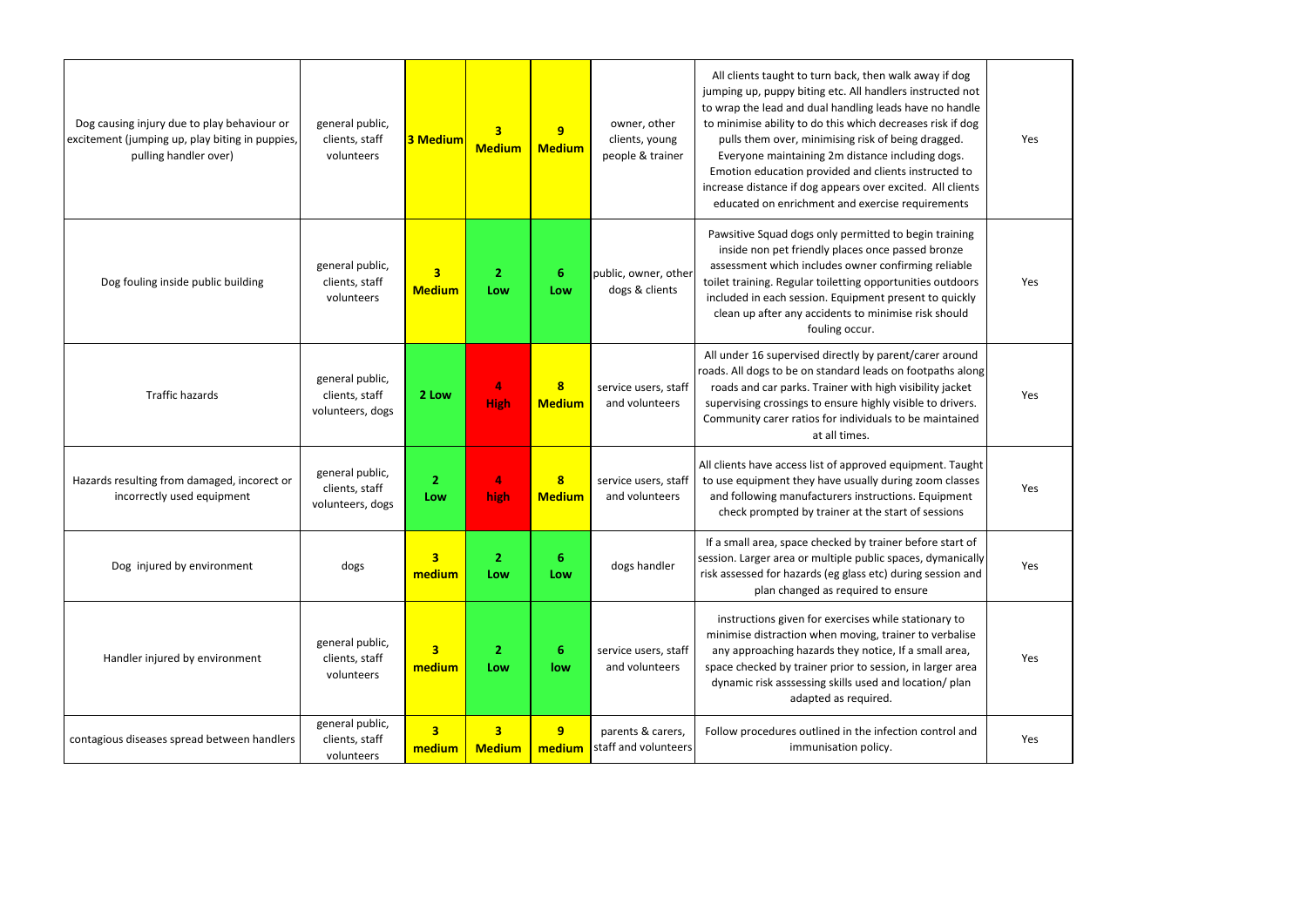| | | | | | | | |
|---|---|---|---|---|---|---|---|
| Dog causing injury due to play behaviour or excitement (jumping up, play biting in puppies, pulling handler over) | general public, clients, staff volunteers | 3 Medium | 3 Medium | 9 Medium | owner, other clients, young people & trainer | All clients taught to turn back, then walk away if dog jumping up, puppy biting etc. All handlers instructed not to wrap the lead and dual handling leads have no handle to minimise ability to do this which decreases risk if dog pulls them over, minimising risk of being dragged. Everyone maintaining 2m distance including dogs. Emotion education provided and clients instructed to increase distance if dog appears over excited. All clients educated on enrichment and exercise requirements | Yes |
| Dog fouling inside public building | general public, clients, staff volunteers | 3 Medium | 2 Low | 6 Low | public, owner, other dogs & clients | Pawsitive Squad dogs only permitted to begin training inside non pet friendly places once passed bronze assessment which includes owner confirming reliable toilet training. Regular toiletting opportunities outdoors included in each session. Equipment present to quickly clean up after any accidents to minimise risk should fouling occur. | Yes |
| Traffic hazards | general public, clients, staff volunteers, dogs | 2 Low | 4 High | 8 Medium | service users, staff and volunteers | All under 16 supervised directly by parent/carer around roads. All dogs to be on standard leads on footpaths along roads and car parks. Trainer with high visibility jacket supervising crossings to ensure highly visible to drivers. Community carer ratios for individuals to be maintained at all times. | Yes |
| Hazards resulting from damaged, incorect or incorrectly used equipment | general public, clients, staff volunteers, dogs | 2 Low | 4 high | 8 Medium | service users, staff and volunteers | All clients have access list of approved equipment. Taught to use equipment they have usually during zoom classes and following manufacturers instructions. Equipment check prompted by trainer at the start of sessions | Yes |
| Dog injured by environment | dogs | 3 medium | 2 Low | 6 Low | dogs handler | If a small area, space checked by trainer before start of session. Larger area or multiple public spaces, dymanically risk assessed for hazards (eg glass etc) during session and plan changed as required to ensure | Yes |
| Handler injured by environment | general public, clients, staff volunteers | 3 medium | 2 Low | 6 low | service users, staff and volunteers | instructions given for exercises while stationary to minimise distraction when moving, trainer to verbalise any approaching hazards they notice, If a small area, space checked by trainer prior to session, in larger area dynamic risk asssessing skills used and location/ plan adapted as required. | Yes |
| contagious diseases spread between handlers | general public, clients, staff volunteers | 3 medium | 3 Medium | 9 medium | parents & carers, staff and volunteers | Follow procedures outlined in the infection control and immunisation policy. | Yes |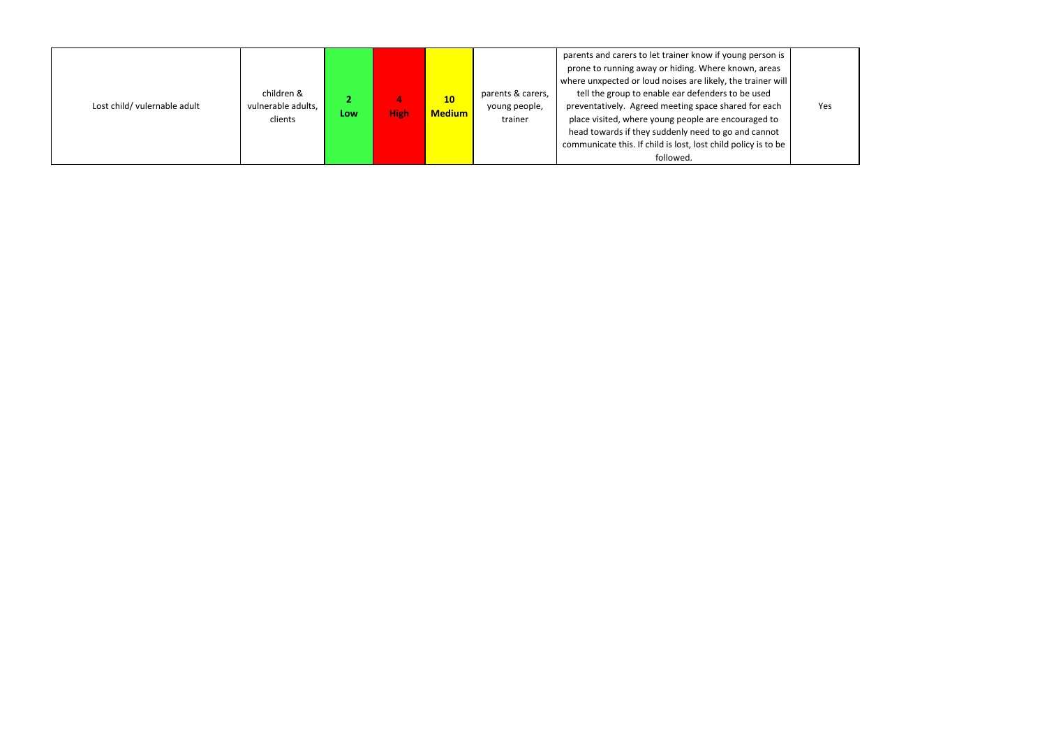| | | | | | | | |
|---|---|---|---|---|---|---|---|
| Lost child/ vulernable adult | children & vulnerable adults, clients | **2** **Low** | **4** **High** | **10** **Medium** | parents & carers, young people, trainer | parents and carers to let trainer know if young person is prone to running away or hiding. Where known, areas where unxpected or loud noises are likely, the trainer will tell the group to enable ear defenders to be used preventatively. Agreed meeting space shared for each place visited, where young people are encouraged to head towards if they suddenly need to go and cannot communicate this. If child is lost, lost child policy is to be followed. | Yes |